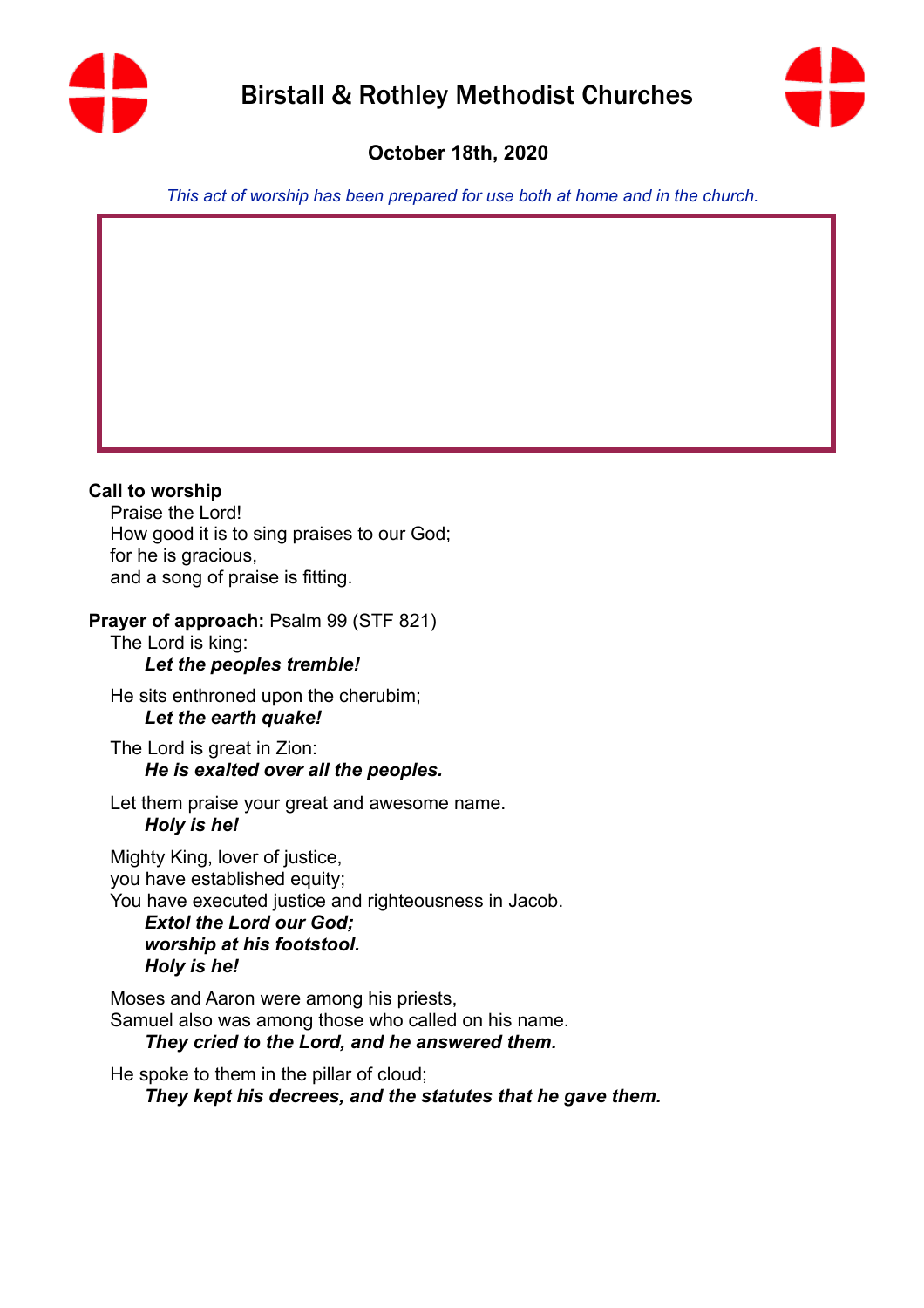# Birstall & Rothley Methodist Churches

**October 18th, 2020**

*This act of worship has been prepared for use both at home and in the church.*

**Call to worship**

Praise the Lord!
How good it is to sing praises to our God;
for he is gracious,
and a song of praise is fitting.

**Prayer of approach:** Psalm 99 (STF 821)

The Lord is king:
***Let the peoples tremble!***

He sits enthroned upon the cherubim;
***Let the earth quake!***

The Lord is great in Zion:
***He is exalted over all the peoples.***

Let them praise your great and awesome name.
***Holy is he!***

Mighty King, lover of justice,
you have established equity;
You have executed justice and righteousness in Jacob.
***Extol the Lord our God;***
***worship at his footstool.***
***Holy is he!***

Moses and Aaron were among his priests,
Samuel also was among those who called on his name.
***They cried to the Lord, and he answered them.***

He spoke to them in the pillar of cloud;
***They kept his decrees, and the statutes that he gave them.***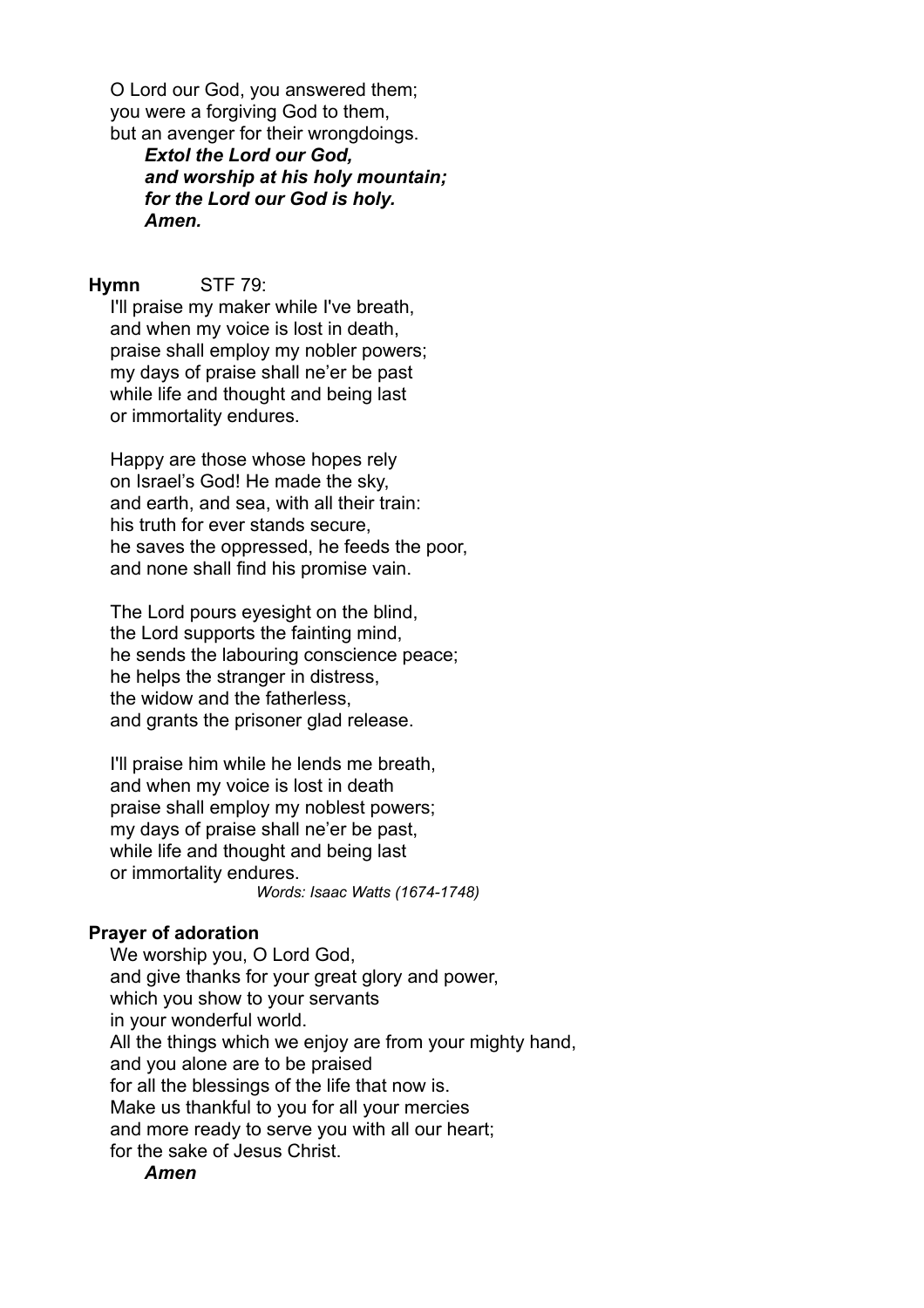O Lord our God, you answered them;
you were a forgiving God to them,
but an avenger for their wrongdoings.

***Extol the Lord our God,***
***and worship at his holy mountain;***
***for the Lord our God is holy.***
***Amen.***

**Hymn** STF 79:

I'll praise my maker while I've breath,
and when my voice is lost in death,
praise shall employ my nobler powers;
my days of praise shall ne'er be past
while life and thought and being last
or immortality endures.

Happy are those whose hopes rely
on Israel's God! He made the sky,
and earth, and sea, with all their train:
his truth for ever stands secure,
he saves the oppressed, he feeds the poor,
and none shall find his promise vain.

The Lord pours eyesight on the blind,
the Lord supports the fainting mind,
he sends the labouring conscience peace;
he helps the stranger in distress,
the widow and the fatherless,
and grants the prisoner glad release.

I'll praise him while he lends me breath,
and when my voice is lost in death
praise shall employ my noblest powers;
my days of praise shall ne'er be past,
while life and thought and being last
or immortality endures.

*Words: Isaac Watts (1674-1748)*

**Prayer of adoration**

We worship you, O Lord God,
and give thanks for your great glory and power,
which you show to your servants
in your wonderful world.
All the things which we enjoy are from your mighty hand,
and you alone are to be praised
for all the blessings of the life that now is.
Make us thankful to you for all your mercies
and more ready to serve you with all our heart;
for the sake of Jesus Christ.

***Amen***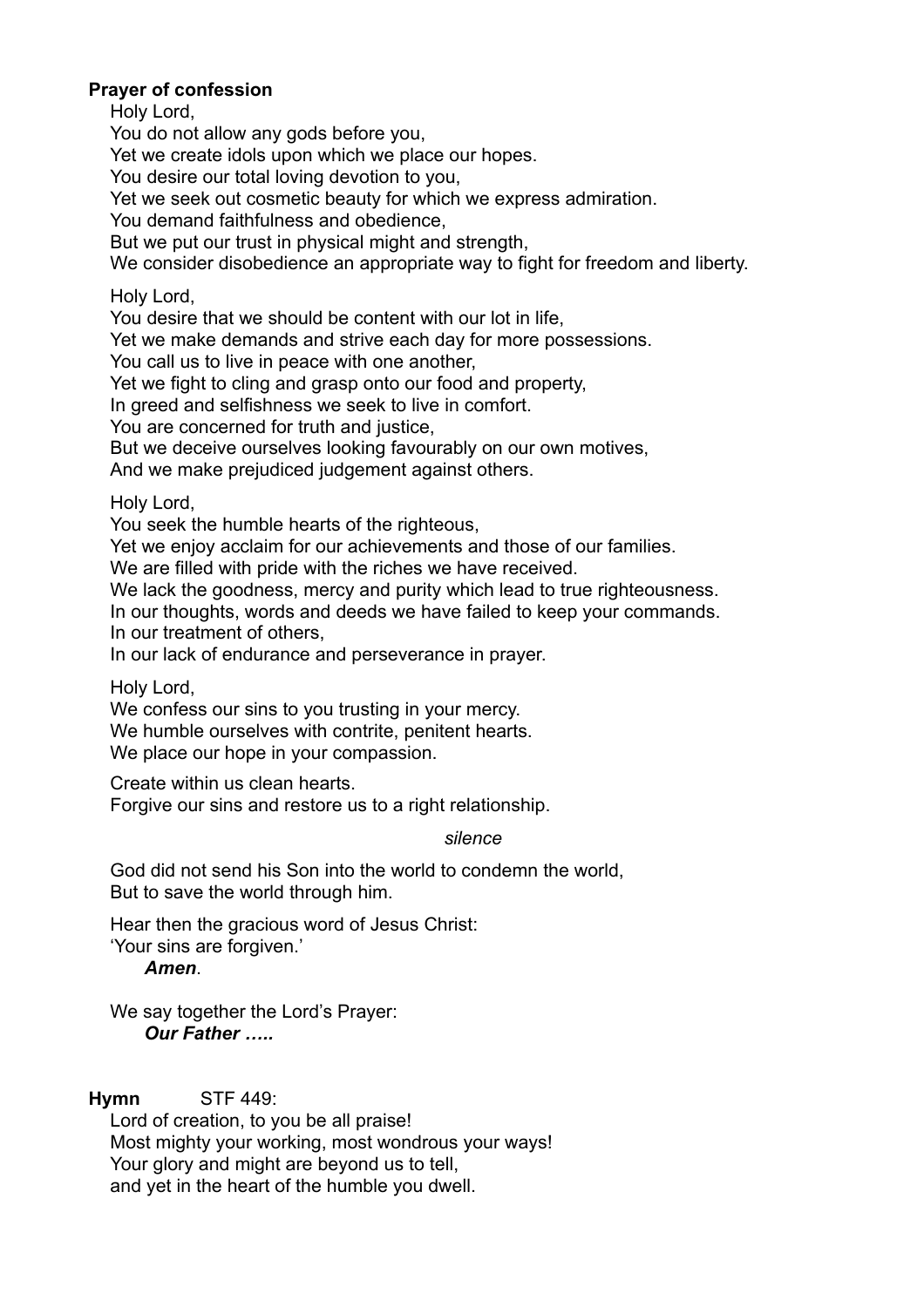**Prayer of confession**

Holy Lord,
You do not allow any gods before you,
Yet we create idols upon which we place our hopes.
You desire our total loving devotion to you,
Yet we seek out cosmetic beauty for which we express admiration.
You demand faithfulness and obedience,
But we put our trust in physical might and strength,
We consider disobedience an appropriate way to fight for freedom and liberty.

Holy Lord,
You desire that we should be content with our lot in life,
Yet we make demands and strive each day for more possessions.
You call us to live in peace with one another,
Yet we fight to cling and grasp onto our food and property,
In greed and selfishness we seek to live in comfort.
You are concerned for truth and justice,
But we deceive ourselves looking favourably on our own motives,
And we make prejudiced judgement against others.

Holy Lord,
You seek the humble hearts of the righteous,
Yet we enjoy acclaim for our achievements and those of our families.
We are filled with pride with the riches we have received.
We lack the goodness, mercy and purity which lead to true righteousness.
In our thoughts, words and deeds we have failed to keep your commands.
In our treatment of others,
In our lack of endurance and perseverance in prayer.

Holy Lord,
We confess our sins to you trusting in your mercy.
We humble ourselves with contrite, penitent hearts.
We place our hope in your compassion.

Create within us clean hearts.
Forgive our sins and restore us to a right relationship.

*silence*

God did not send his Son into the world to condemn the world,
But to save the world through him.

Hear then the gracious word of Jesus Christ:
'Your sins are forgiven.'
***Amen***.

We say together the Lord's Prayer:
***Our Father …..***

**Hymn** STF 449:

Lord of creation, to you be all praise!
Most mighty your working, most wondrous your ways!
Your glory and might are beyond us to tell,
and yet in the heart of the humble you dwell.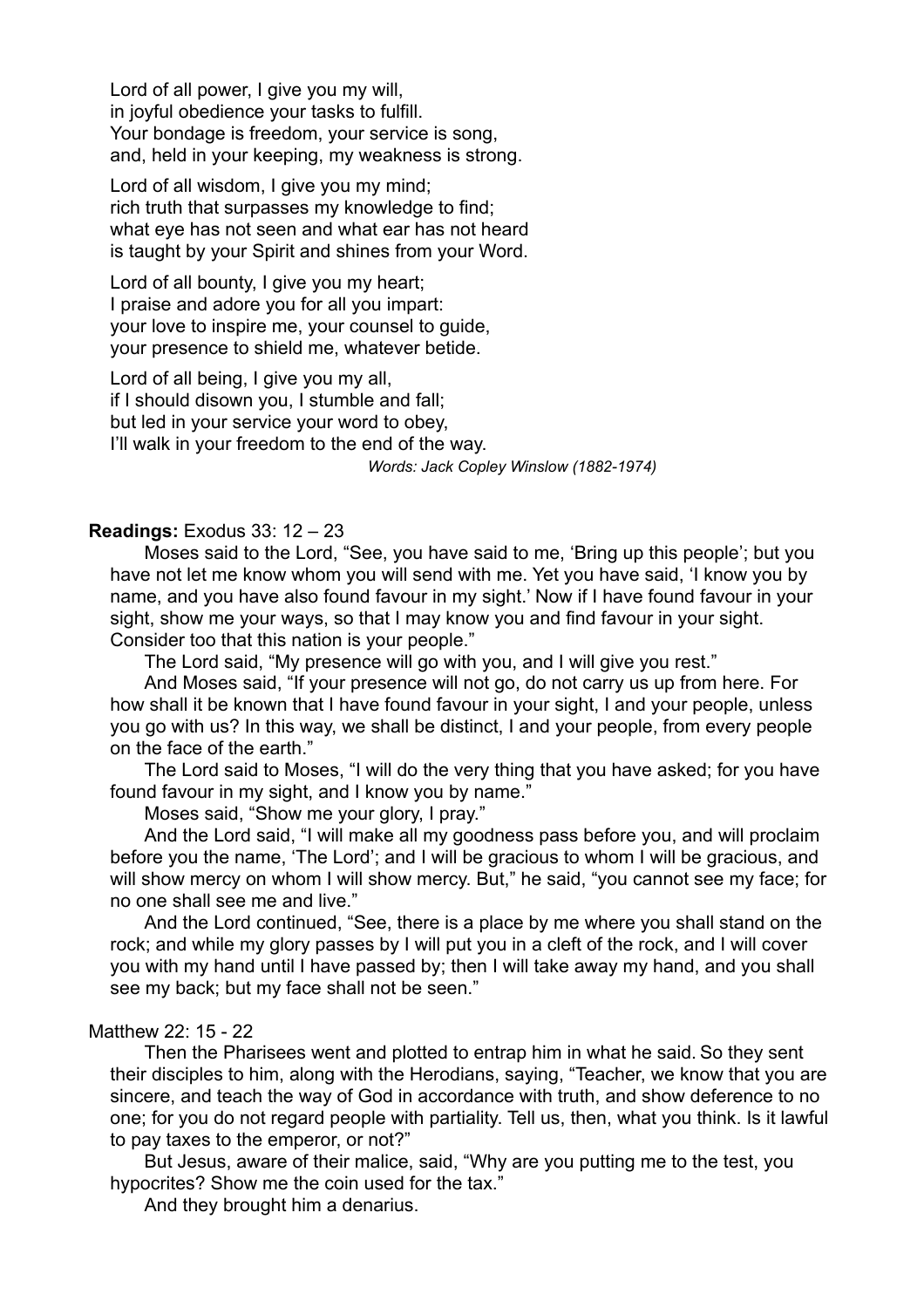Lord of all power, I give you my will,
in joyful obedience your tasks to fulfill.
Your bondage is freedom, your service is song,
and, held in your keeping, my weakness is strong.

Lord of all wisdom, I give you my mind;
rich truth that surpasses my knowledge to find;
what eye has not seen and what ear has not heard
is taught by your Spirit and shines from your Word.

Lord of all bounty, I give you my heart;
I praise and adore you for all you impart:
your love to inspire me, your counsel to guide,
your presence to shield me, whatever betide.

Lord of all being, I give you my all,
if I should disown you, I stumble and fall;
but led in your service your word to obey,
I'll walk in your freedom to the end of the way.

*Words: Jack Copley Winslow (1882-1974)*

**Readings:** Exodus 33: 12 – 23

Moses said to the Lord, "See, you have said to me, 'Bring up this people'; but you have not let me know whom you will send with me. Yet you have said, 'I know you by name, and you have also found favour in my sight.' Now if I have found favour in your sight, show me your ways, so that I may know you and find favour in your sight. Consider too that this nation is your people."

The Lord said, "My presence will go with you, and I will give you rest."

And Moses said, "If your presence will not go, do not carry us up from here. For how shall it be known that I have found favour in your sight, I and your people, unless you go with us? In this way, we shall be distinct, I and your people, from every people on the face of the earth."

The Lord said to Moses, "I will do the very thing that you have asked; for you have found favour in my sight, and I know you by name."

Moses said, "Show me your glory, I pray."

And the Lord said, "I will make all my goodness pass before you, and will proclaim before you the name, 'The Lord'; and I will be gracious to whom I will be gracious, and will show mercy on whom I will show mercy. But," he said, "you cannot see my face; for no one shall see me and live."

And the Lord continued, "See, there is a place by me where you shall stand on the rock; and while my glory passes by I will put you in a cleft of the rock, and I will cover you with my hand until I have passed by; then I will take away my hand, and you shall see my back; but my face shall not be seen."

Matthew 22: 15 - 22

Then the Pharisees went and plotted to entrap him in what he said. So they sent their disciples to him, along with the Herodians, saying, "Teacher, we know that you are sincere, and teach the way of God in accordance with truth, and show deference to no one; for you do not regard people with partiality. Tell us, then, what you think. Is it lawful to pay taxes to the emperor, or not?"

But Jesus, aware of their malice, said, "Why are you putting me to the test, you hypocrites? Show me the coin used for the tax."

And they brought him a denarius.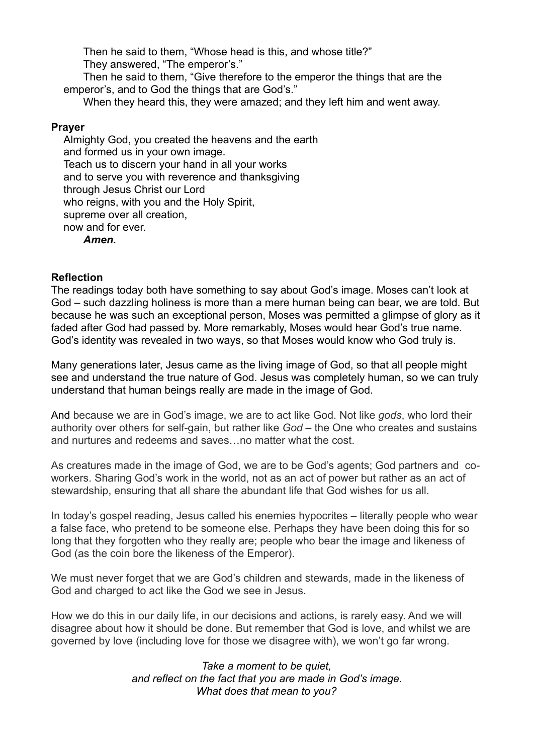Then he said to them, "Whose head is this, and whose title?"

They answered, "The emperor's."

Then he said to them, "Give therefore to the emperor the things that are the emperor's, and to God the things that are God's."

When they heard this, they were amazed; and they left him and went away.

**Prayer**

Almighty God, you created the heavens and the earth
and formed us in your own image.
Teach us to discern your hand in all your works
and to serve you with reverence and thanksgiving
through Jesus Christ our Lord
who reigns, with you and the Holy Spirit,
supreme over all creation,
now and for ever.

***Amen.***

**Reflection**

The readings today both have something to say about God's image. Moses can't look at God – such dazzling holiness is more than a mere human being can bear, we are told. But because he was such an exceptional person, Moses was permitted a glimpse of glory as it faded after God had passed by. More remarkably, Moses would hear God's true name. God's identity was revealed in two ways, so that Moses would know who God truly is.

Many generations later, Jesus came as the living image of God, so that all people might see and understand the true nature of God. Jesus was completely human, so we can truly understand that human beings really are made in the image of God.

And because we are in God's image, we are to act like God. Not like *gods*, who lord their authority over others for self-gain, but rather like *God* – the One who creates and sustains and nurtures and redeems and saves…no matter what the cost.

As creatures made in the image of God, we are to be God's agents; God partners and co-workers. Sharing God's work in the world, not as an act of power but rather as an act of stewardship, ensuring that all share the abundant life that God wishes for us all.

In today's gospel reading, Jesus called his enemies hypocrites – literally people who wear a false face, who pretend to be someone else. Perhaps they have been doing this for so long that they forgotten who they really are; people who bear the image and likeness of God (as the coin bore the likeness of the Emperor).

We must never forget that we are God's children and stewards, made in the likeness of God and charged to act like the God we see in Jesus.

How we do this in our daily life, in our decisions and actions, is rarely easy. And we will disagree about how it should be done. But remember that God is love, and whilst we are governed by love (including love for those we disagree with), we won't go far wrong.

*Take a moment to be quiet,*
*and reflect on the fact that you are made in God's image.*
*What does that mean to you?*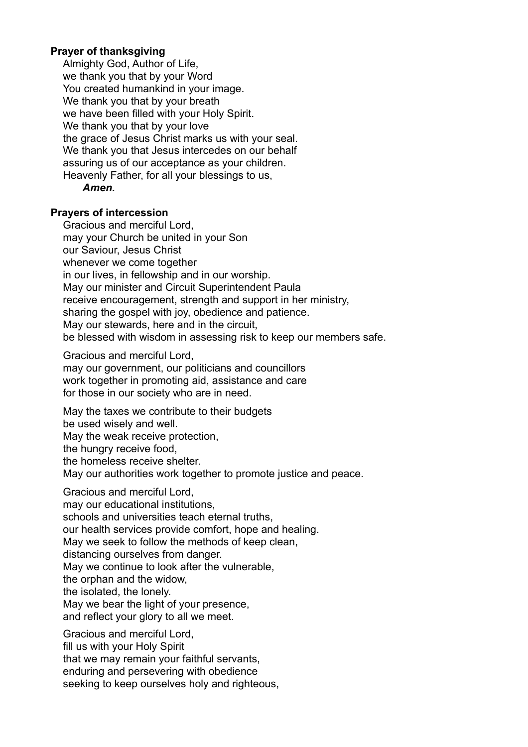**Prayer of thanksgiving**

Almighty God, Author of Life,
we thank you that by your Word
You created humankind in your image.
We thank you that by your breath
we have been filled with your Holy Spirit.
We thank you that by your love
the grace of Jesus Christ marks us with your seal.
We thank you that Jesus intercedes on our behalf
assuring us of our acceptance as your children.
Heavenly Father, for all your blessings to us,
***Amen.***

**Prayers of intercession**

Gracious and merciful Lord,
may your Church be united in your Son
our Saviour, Jesus Christ
whenever we come together
in our lives, in fellowship and in our worship.
May our minister and Circuit Superintendent Paula
receive encouragement, strength and support in her ministry,
sharing the gospel with joy, obedience and patience.
May our stewards, here and in the circuit,
be blessed with wisdom in assessing risk to keep our members safe.

Gracious and merciful Lord,
may our government, our politicians and councillors
work together in promoting aid, assistance and care
for those in our society who are in need.

May the taxes we contribute to their budgets
be used wisely and well.
May the weak receive protection,
the hungry receive food,
the homeless receive shelter.
May our authorities work together to promote justice and peace.

Gracious and merciful Lord,
may our educational institutions,
schools and universities teach eternal truths,
our health services provide comfort, hope and healing.
May we seek to follow the methods of keep clean,
distancing ourselves from danger.
May we continue to look after the vulnerable,
the orphan and the widow,
the isolated, the lonely.
May we bear the light of your presence,
and reflect your glory to all we meet.

Gracious and merciful Lord,
fill us with your Holy Spirit
that we may remain your faithful servants,
enduring and persevering with obedience
seeking to keep ourselves holy and righteous,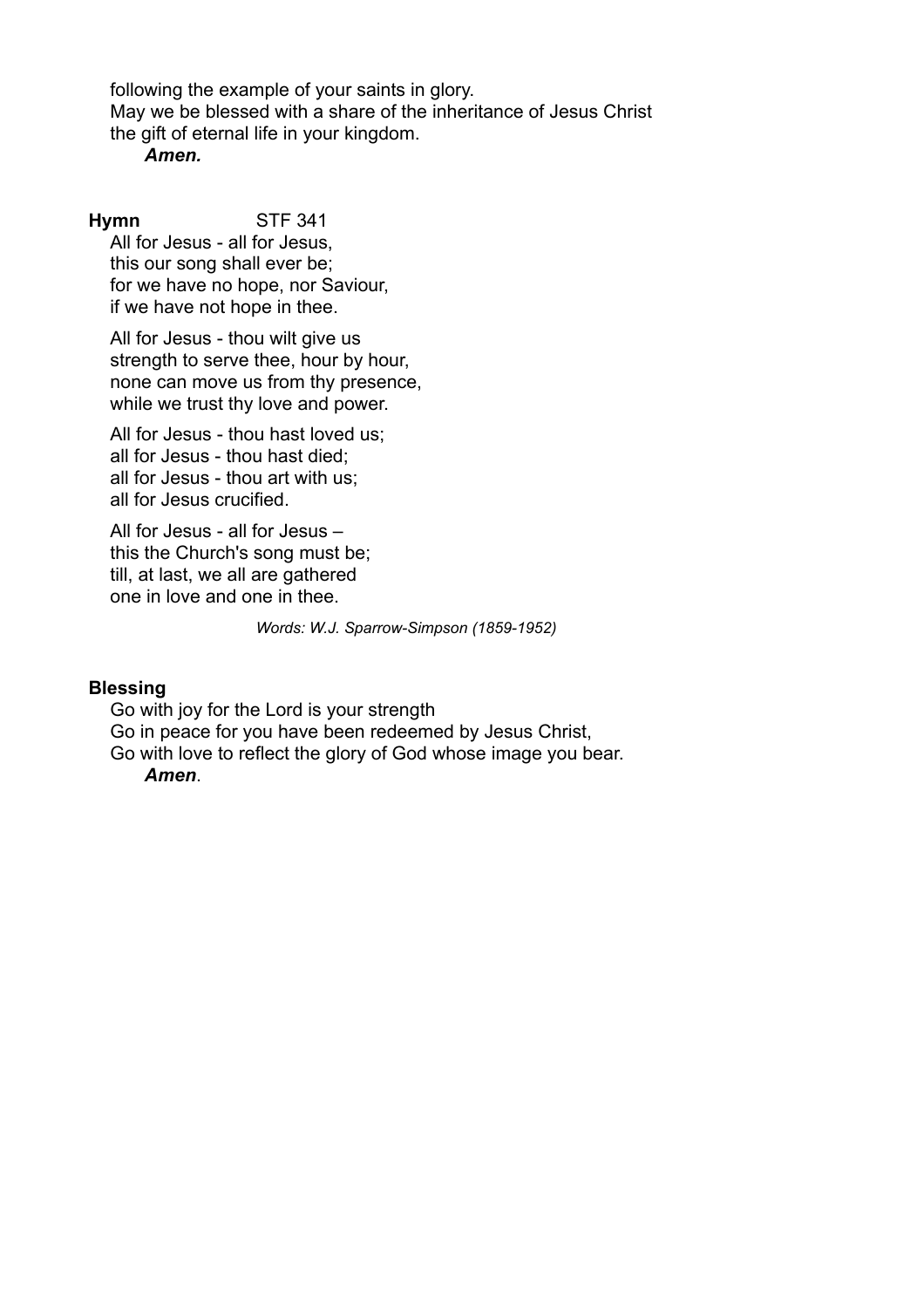following the example of your saints in glory.
May we be blessed with a share of the inheritance of Jesus Christ
the gift of eternal life in your kingdom.
*Amen.*

**Hymn** STF 341

All for Jesus - all for Jesus,
this our song shall ever be;
for we have no hope, nor Saviour,
if we have not hope in thee.

All for Jesus - thou wilt give us
strength to serve thee, hour by hour,
none can move us from thy presence,
while we trust thy love and power.

All for Jesus - thou hast loved us;
all for Jesus - thou hast died;
all for Jesus - thou art with us;
all for Jesus crucified.

All for Jesus - all for Jesus –
this the Church's song must be;
till, at last, we all are gathered
one in love and one in thee.

*Words: W.J. Sparrow-Simpson (1859-1952)*

**Blessing**

Go with joy for the Lord is your strength
Go in peace for you have been redeemed by Jesus Christ,
Go with love to reflect the glory of God whose image you bear.
*Amen*.